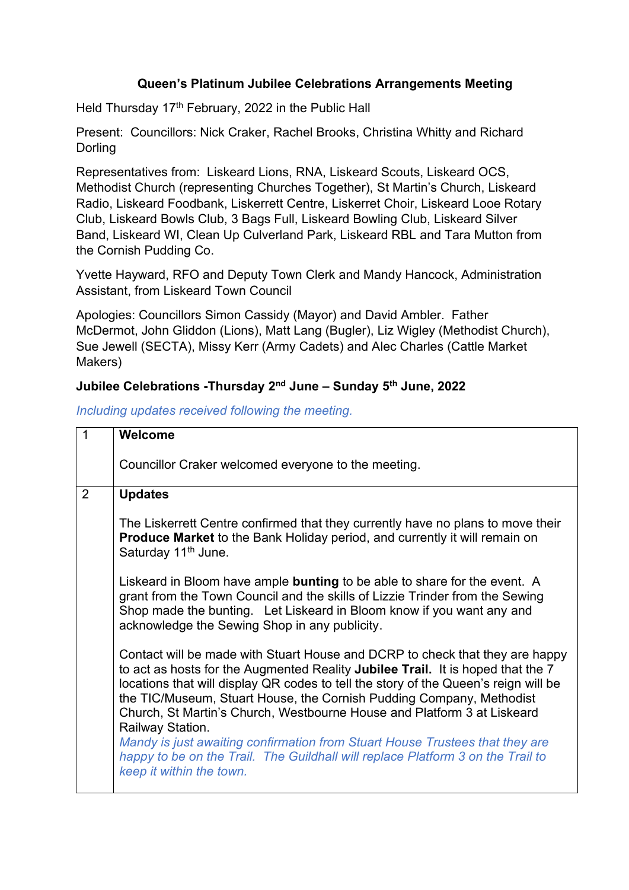# Queen's Platinum Jubilee Celebrations Arrangements Meeting

Held Thursday 17th February, 2022 in the Public Hall

Present: Councillors: Nick Craker, Rachel Brooks, Christina Whitty and Richard Dorling

Representatives from: Liskeard Lions, RNA, Liskeard Scouts, Liskeard OCS, Methodist Church (representing Churches Together), St Martin's Church, Liskeard Radio, Liskeard Foodbank, Liskerrett Centre, Liskerret Choir, Liskeard Looe Rotary Club, Liskeard Bowls Club, 3 Bags Full, Liskeard Bowling Club, Liskeard Silver Band, Liskeard WI, Clean Up Culverland Park, Liskeard RBL and Tara Mutton from the Cornish Pudding Co.

Yvette Hayward, RFO and Deputy Town Clerk and Mandy Hancock, Administration Assistant, from Liskeard Town Council

Apologies: Councillors Simon Cassidy (Mayor) and David Ambler. Father McDermot, John Gliddon (Lions), Matt Lang (Bugler), Liz Wigley (Methodist Church), Sue Jewell (SECTA), Missy Kerr (Army Cadets) and Alec Charles (Cattle Market Makers)

## Jubilee Celebrations -Thursday 2nd June – Sunday 5th June, 2022

*Including updates received following the meeting.*

| | |
|---|---|
| 1 | **Welcome**<br><br>Councillor Craker welcomed everyone to the meeting. |
| 2 | **Updates**<br><br>The Liskerrett Centre confirmed that they currently have no plans to move their **Produce Market** to the Bank Holiday period, and currently it will remain on Saturday 11th June.<br><br>Liskeard in Bloom have ample **bunting** to be able to share for the event. A grant from the Town Council and the skills of Lizzie Trinder from the Sewing Shop made the bunting. Let Liskeard in Bloom know if you want any and acknowledge the Sewing Shop in any publicity.<br><br>Contact will be made with Stuart House and DCRP to check that they are happy to act as hosts for the Augmented Reality **Jubilee Trail.** It is hoped that the 7 locations that will display QR codes to tell the story of the Queen's reign will be the TIC/Museum, Stuart House, the Cornish Pudding Company, Methodist Church, St Martin's Church, Westbourne House and Platform 3 at Liskeard Railway Station.<br>*Mandy is just awaiting confirmation from Stuart House Trustees that they are happy to be on the Trail. The Guildhall will replace Platform 3 on the Trail to keep it within the town.* |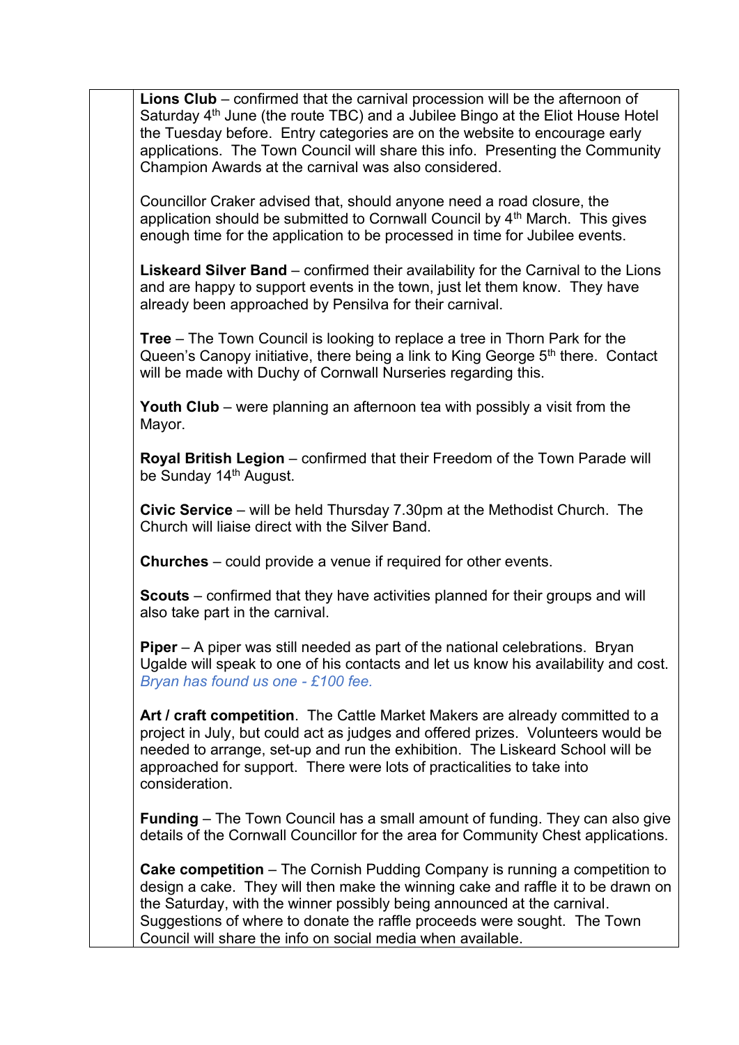**Lions Club** – confirmed that the carnival procession will be the afternoon of Saturday 4th June (the route TBC) and a Jubilee Bingo at the Eliot House Hotel the Tuesday before. Entry categories are on the website to encourage early applications. The Town Council will share this info. Presenting the Community Champion Awards at the carnival was also considered.

Councillor Craker advised that, should anyone need a road closure, the application should be submitted to Cornwall Council by 4th March. This gives enough time for the application to be processed in time for Jubilee events.

**Liskeard Silver Band** – confirmed their availability for the Carnival to the Lions and are happy to support events in the town, just let them know. They have already been approached by Pensilva for their carnival.

**Tree** – The Town Council is looking to replace a tree in Thorn Park for the Queen's Canopy initiative, there being a link to King George 5th there. Contact will be made with Duchy of Cornwall Nurseries regarding this.

**Youth Club** – were planning an afternoon tea with possibly a visit from the Mayor.

**Royal British Legion** – confirmed that their Freedom of the Town Parade will be Sunday 14th August.

**Civic Service** – will be held Thursday 7.30pm at the Methodist Church. The Church will liaise direct with the Silver Band.

**Churches** – could provide a venue if required for other events.

**Scouts** – confirmed that they have activities planned for their groups and will also take part in the carnival.

**Piper** – A piper was still needed as part of the national celebrations. Bryan Ugalde will speak to one of his contacts and let us know his availability and cost. *Bryan has found us one - £100 fee.*

**Art / craft competition**. The Cattle Market Makers are already committed to a project in July, but could act as judges and offered prizes. Volunteers would be needed to arrange, set-up and run the exhibition. The Liskeard School will be approached for support. There were lots of practicalities to take into consideration.

**Funding** – The Town Council has a small amount of funding. They can also give details of the Cornwall Councillor for the area for Community Chest applications.

**Cake competition** – The Cornish Pudding Company is running a competition to design a cake. They will then make the winning cake and raffle it to be drawn on the Saturday, with the winner possibly being announced at the carnival. Suggestions of where to donate the raffle proceeds were sought. The Town Council will share the info on social media when available.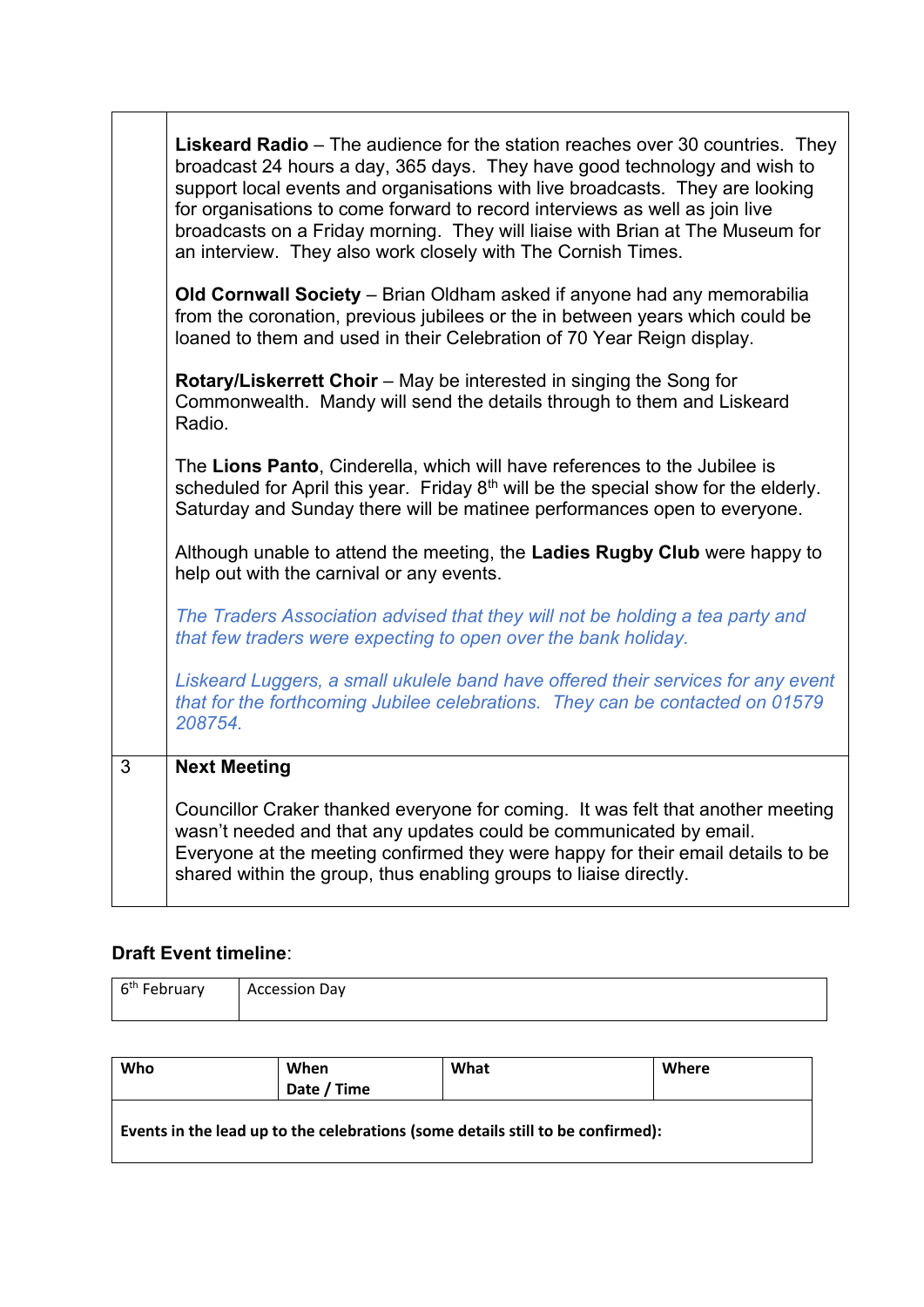| | |
|---|---|
| | **Liskeard Radio** – The audience for the station reaches over 30 countries. They broadcast 24 hours a day, 365 days. They have good technology and wish to support local events and organisations with live broadcasts. They are looking for organisations to come forward to record interviews as well as join live broadcasts on a Friday morning. They will liaise with Brian at The Museum for an interview. They also work closely with The Cornish Times.<br><br>**Old Cornwall Society** – Brian Oldham asked if anyone had any memorabilia from the coronation, previous jubilees or the in between years which could be loaned to them and used in their Celebration of 70 Year Reign display.<br><br>**Rotary/Liskerrett Choir** – May be interested in singing the Song for Commonwealth. Mandy will send the details through to them and Liskeard Radio.<br><br>The **Lions Panto**, Cinderella, which will have references to the Jubilee is scheduled for April this year. Friday 8th will be the special show for the elderly. Saturday and Sunday there will be matinee performances open to everyone.<br><br>Although unable to attend the meeting, the **Ladies Rugby Club** were happy to help out with the carnival or any events.<br><br>*The Traders Association advised that they will not be holding a tea party and that few traders were expecting to open over the bank holiday.*<br><br>*Liskeard Luggers, a small ukulele band have offered their services for any event that for the forthcoming Jubilee celebrations. They can be contacted on 01579 208754.* |
| 3 | **Next Meeting**<br><br>Councillor Craker thanked everyone for coming. It was felt that another meeting wasn't needed and that any updates could be communicated by email. Everyone at the meeting confirmed they were happy for their email details to be shared within the group, thus enabling groups to liaise directly. |

**Draft Event timeline**:

| | |
|---|---|
| 6th February | Accession Day |

| Who | When<br>Date / Time | What | Where |
|---|---|---|---|
| **Events in the lead up to the celebrations (some details still to be confirmed):** | | | |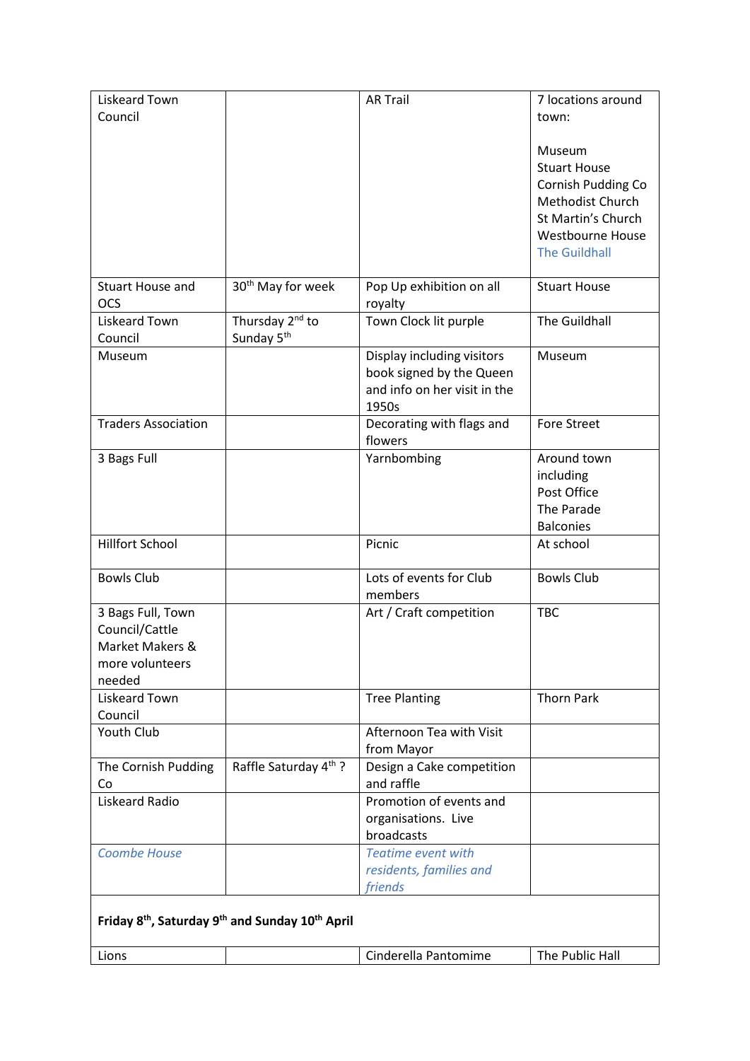| Liskeard Town Council | | AR Trail | 7 locations around town:<br><br>Museum<br>Stuart House<br>Cornish Pudding Co<br>Methodist Church<br>St Martin's Church<br>Westbourne House<br>The Guildhall |
|---|---|---|---|
| Stuart House and OCS | 30th May for week | Pop Up exhibition on all royalty | Stuart House |
| Liskeard Town Council | Thursday 2nd to Sunday 5th | Town Clock lit purple | The Guildhall |
| Museum | | Display including visitors book signed by the Queen and info on her visit in the 1950s | Museum |
| Traders Association | | Decorating with flags and flowers | Fore Street |
| 3 Bags Full | | Yarnbombing | Around town including<br>Post Office<br>The Parade<br>Balconies |
| Hillfort School | | Picnic | At school |
| Bowls Club | | Lots of events for Club members | Bowls Club |
| 3 Bags Full, Town Council/Cattle Market Makers & more volunteers needed | | Art / Craft competition | TBC |
| Liskeard Town Council | | Tree Planting | Thorn Park |
| Youth Club | | Afternoon Tea with Visit from Mayor | |
| The Cornish Pudding Co | Raffle Saturday 4th ? | Design a Cake competition and raffle | |
| Liskeard Radio | | Promotion of events and organisations. Live broadcasts | |
| *Coombe House* | | *Teatime event with residents, families and friends* | |
| **Friday 8th, Saturday 9th and Sunday 10th April** | | | |
| Lions | | Cinderella Pantomime | The Public Hall |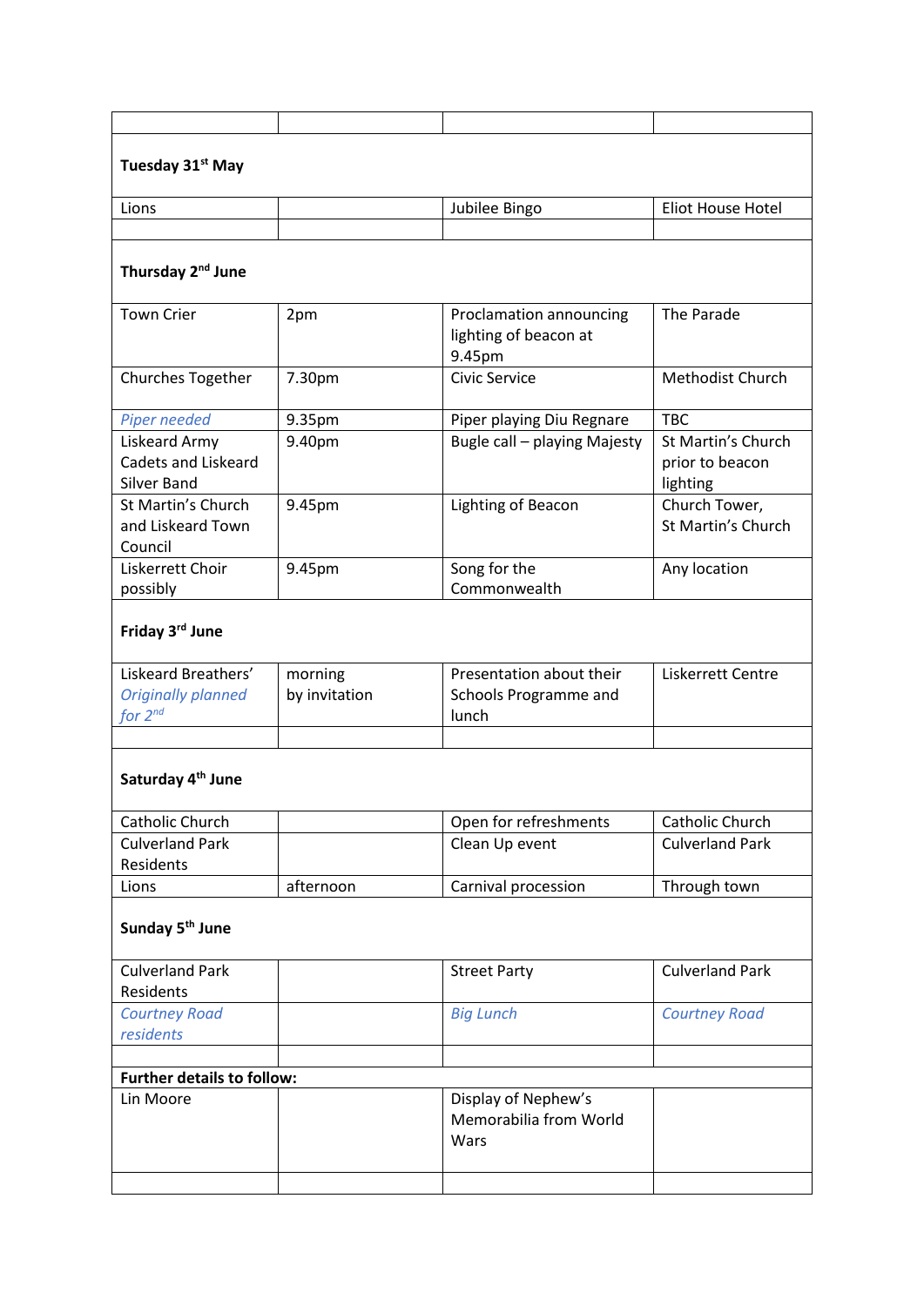| | | | |
|---|---|---|---|
| **Tuesday 31st May** | | | |
| Lions | | Jubilee Bingo | Eliot House Hotel |
| | | | |
| **Thursday 2nd June** | | | |
| Town Crier | 2pm | Proclamation announcing lighting of beacon at 9.45pm | The Parade |
| Churches Together | 7.30pm | Civic Service | Methodist Church |
| *Piper needed* | 9.35pm | Piper playing Diu Regnare | TBC |
| Liskeard Army Cadets and Liskeard Silver Band | 9.40pm | Bugle call – playing Majesty | St Martin's Church prior to beacon lighting |
| St Martin's Church and Liskeard Town Council | 9.45pm | Lighting of Beacon | Church Tower, St Martin's Church |
| Liskerrett Choir possibly | 9.45pm | Song for the Commonwealth | Any location |
| **Friday 3rd June** | | | |
| Liskeard Breathers' *Originally planned for 2nd* | morning by invitation | Presentation about their Schools Programme and lunch | Liskerrett Centre |
| | | | |
| **Saturday 4th June** | | | |
| Catholic Church | | Open for refreshments | Catholic Church |
| Culverland Park Residents | | Clean Up event | Culverland Park |
| Lions | afternoon | Carnival procession | Through town |
| **Sunday 5th June** | | | |
| Culverland Park Residents | | Street Party | Culverland Park |
| *Courtney Road residents* | | *Big Lunch* | *Courtney Road* |
| | | | |
| **Further details to follow:** | | | |
| Lin Moore | | Display of Nephew's Memorabilia from World Wars | |
| | | | |